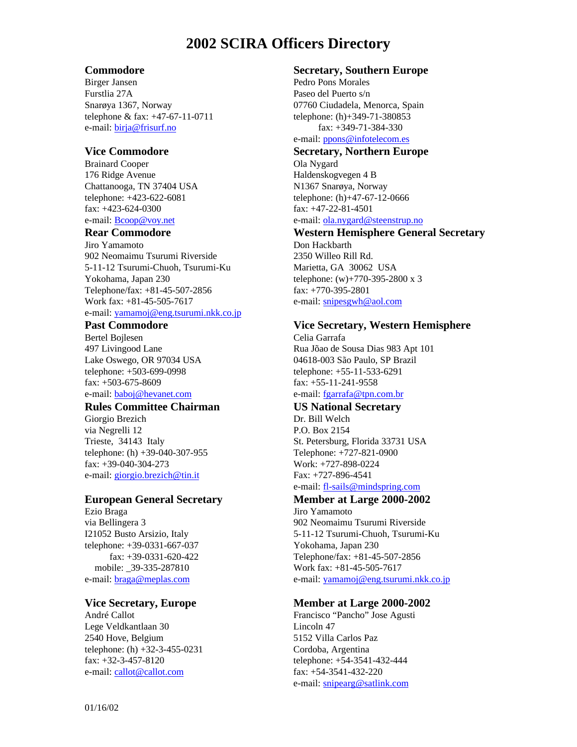# 2002 SCIRA Officers Directory

### Commodore

Birger Jansen
Furstlia 27A
Snarøya 1367, Norway
telephone & fax: +47-67-11-0711
e-mail: birja@frisurf.no

### Vice Commodore

Brainard Cooper
176 Ridge Avenue
Chattanooga, TN 37404 USA
telephone: +423-622-6081
fax: +423-624-0300
e-mail: Bcoop@voy.net

### Rear Commodore

Jiro Yamamoto
902 Neomaimu Tsurumi Riverside
5-11-12 Tsurumi-Chuoh, Tsurumi-Ku
Yokohama, Japan 230
Telephone/fax: +81-45-507-2856
Work fax: +81-45-505-7617
e-mail: yamamoj@eng.tsurumi.nkk.co.jp

### Past Commodore

Bertel Bojlesen
497 Livingood Lane
Lake Oswego, OR 97034 USA
telephone: +503-699-0998
fax: +503-675-8609
e-mail: baboj@hevanet.com

### Rules Committee Chairman

Giorgio Brezich
via Negrelli 12
Trieste, 34143 Italy
telephone: (h) +39-040-307-955
fax: +39-040-304-273
e-mail: giorgio.brezich@tin.it

### European General Secretary

Ezio Braga
via Bellingera 3
I21052 Busto Arsizio, Italy
telephone: +39-0331-667-037
fax: +39-0331-620-422
mobile: _39-335-287810
e-mail: braga@meplas.com

### Vice Secretary, Europe

André Callot
Lege Veldkantlaan 30
2540 Hove, Belgium
telephone: (h) +32-3-455-0231
fax: +32-3-457-8120
e-mail: callot@callot.com

### Secretary, Southern Europe

Pedro Pons Morales
Paseo del Puerto s/n
07760 Ciudadela, Menorca, Spain
telephone: (h)+349-71-380853
fax: +349-71-384-330
e-mail: ppons@infotelecom.es

### Secretary, Northern Europe

Ola Nygard
Haldenskogvegen 4 B
N1367 Snarøya, Norway
telephone: (h)+47-67-12-0666
fax: +47-22-81-4501
e-mail: ola.nygard@steenstrup.no

### Western Hemisphere General Secretary

Don Hackbarth
2350 Willeo Rill Rd.
Marietta, GA 30062 USA
telephone: (w)+770-395-2800 x 3
fax: +770-395-2801
e-mail: snipesgwh@aol.com

### Vice Secretary, Western Hemisphere

Celia Garrafa
Rua Jõao de Sousa Dias 983 Apt 101
04618-003 São Paulo, SP Brazil
telephone: +55-11-533-6291
fax: +55-11-241-9558
e-mail: fgarrafa@tpn.com.br

### US National Secretary

Dr. Bill Welch
P.O. Box 2154
St. Petersburg, Florida 33731 USA
Telephone: +727-821-0900
Work: +727-898-0224
Fax: +727-896-4541
e-mail: fl-sails@mindspring.com

### Member at Large 2000-2002

Jiro Yamamoto
902 Neomaimu Tsurumi Riverside
5-11-12 Tsurumi-Chuoh, Tsurumi-Ku
Yokohama, Japan 230
Telephone/fax: +81-45-507-2856
Work fax: +81-45-505-7617
e-mail: yamamoj@eng.tsurumi.nkk.co.jp

### Member at Large 2000-2002

Francisco "Pancho" Jose Agusti
Lincoln 47
5152 Villa Carlos Paz
Cordoba, Argentina
telephone: +54-3541-432-444
fax: +54-3541-432-220
e-mail: snipearg@satlink.com

01/16/02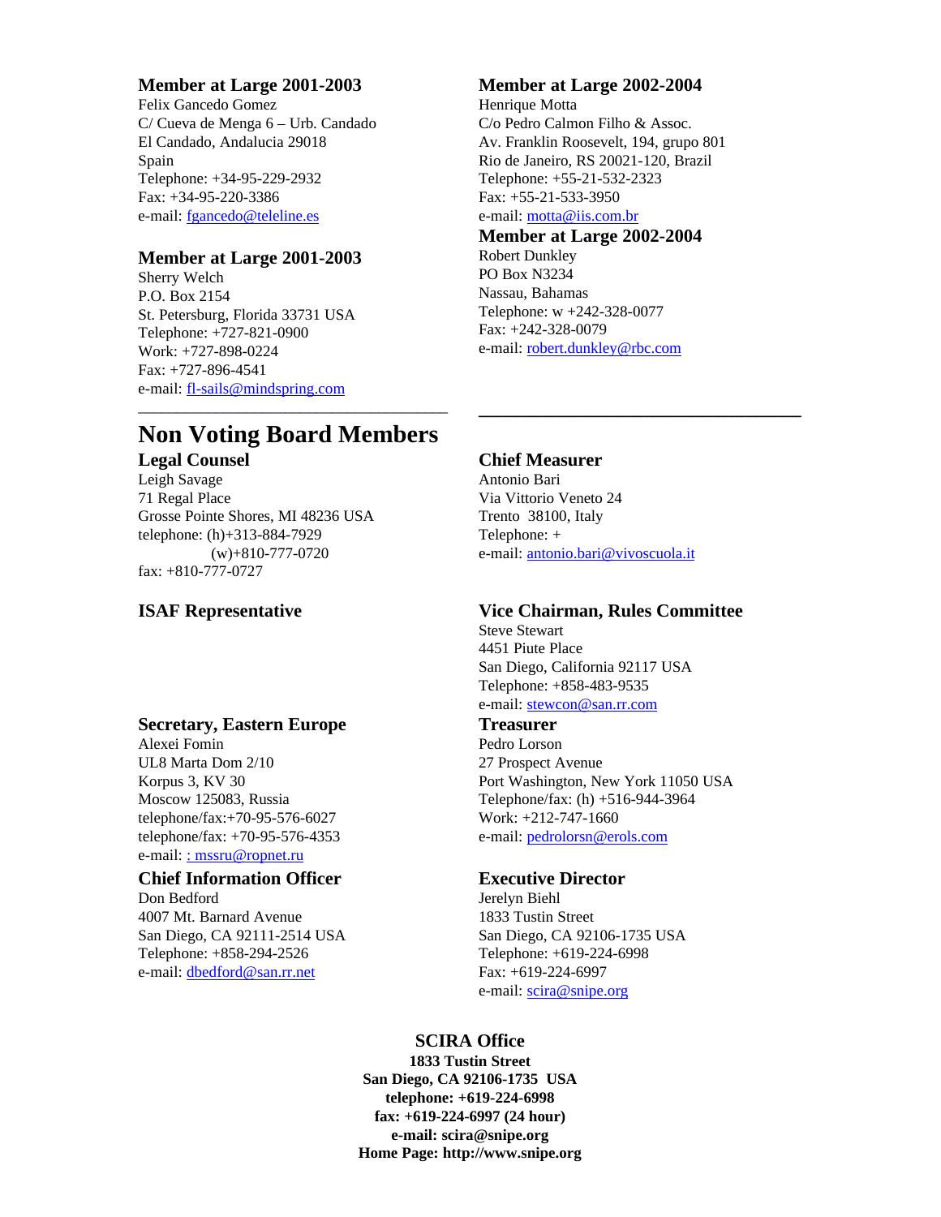### Member at Large 2001-2003

Felix Gancedo Gomez
C/ Cueva de Menga 6 – Urb. Candado
El Candado, Andalucia 29018
Spain
Telephone: +34-95-229-2932
Fax: +34-95-220-3386
e-mail: fgancedo@teleline.es

### Member at Large 2001-2003

Sherry Welch
P.O. Box 2154
St. Petersburg, Florida 33731 USA
Telephone: +727-821-0900
Work: +727-898-0224
Fax: +727-896-4541
e-mail: fl-sails@mindspring.com

### Member at Large 2002-2004

Henrique Motta
C/o Pedro Calmon Filho & Assoc.
Av. Franklin Roosevelt, 194, grupo 801
Rio de Janeiro, RS 20021-120, Brazil
Telephone: +55-21-532-2323
Fax: +55-21-533-3950
e-mail: motta@iis.com.br

### Member at Large 2002-2004

Robert Dunkley
PO Box N3234
Nassau, Bahamas
Telephone: w +242-328-0077
Fax: +242-328-0079
e-mail: robert.dunkley@rbc.com

---

## Non Voting Board Members

### Legal Counsel

Leigh Savage
71 Regal Place
Grosse Pointe Shores, MI 48236 USA
telephone: (h)+313-884-7929
(w)+810-777-0720
fax: +810-777-0727

### Chief Measurer

Antonio Bari
Via Vittorio Veneto 24
Trento 38100, Italy
Telephone: +
e-mail: antonio.bari@vivoscuola.it

### ISAF Representative

### Vice Chairman, Rules Committee

Steve Stewart
4451 Piute Place
San Diego, California 92117 USA
Telephone: +858-483-9535
e-mail: stewcon@san.rr.com

### Secretary, Eastern Europe

Alexei Fomin
UL8 Marta Dom 2/10
Korpus 3, KV 30
Moscow 125083, Russia
telephone/fax:+70-95-576-6027
telephone/fax: +70-95-576-4353
e-mail: : mssru@ropnet.ru

### Treasurer

Pedro Lorson
27 Prospect Avenue
Port Washington, New York 11050 USA
Telephone/fax: (h) +516-944-3964
Work: +212-747-1660
e-mail: pedrolorsn@erols.com

### Chief Information Officer

Don Bedford
4007 Mt. Barnard Avenue
San Diego, CA 92111-2514 USA
Telephone: +858-294-2526
e-mail: dbedford@san.rr.net

### Executive Director

Jerelyn Biehl
1833 Tustin Street
San Diego, CA 92106-1735 USA
Telephone: +619-224-6998
Fax: +619-224-6997
e-mail: scira@snipe.org

### SCIRA Office

**1833 Tustin Street**
**San Diego, CA 92106-1735 USA**
**telephone: +619-224-6998**
**fax: +619-224-6997 (24 hour)**
**e-mail: scira@snipe.org**
**Home Page: http://www.snipe.org**